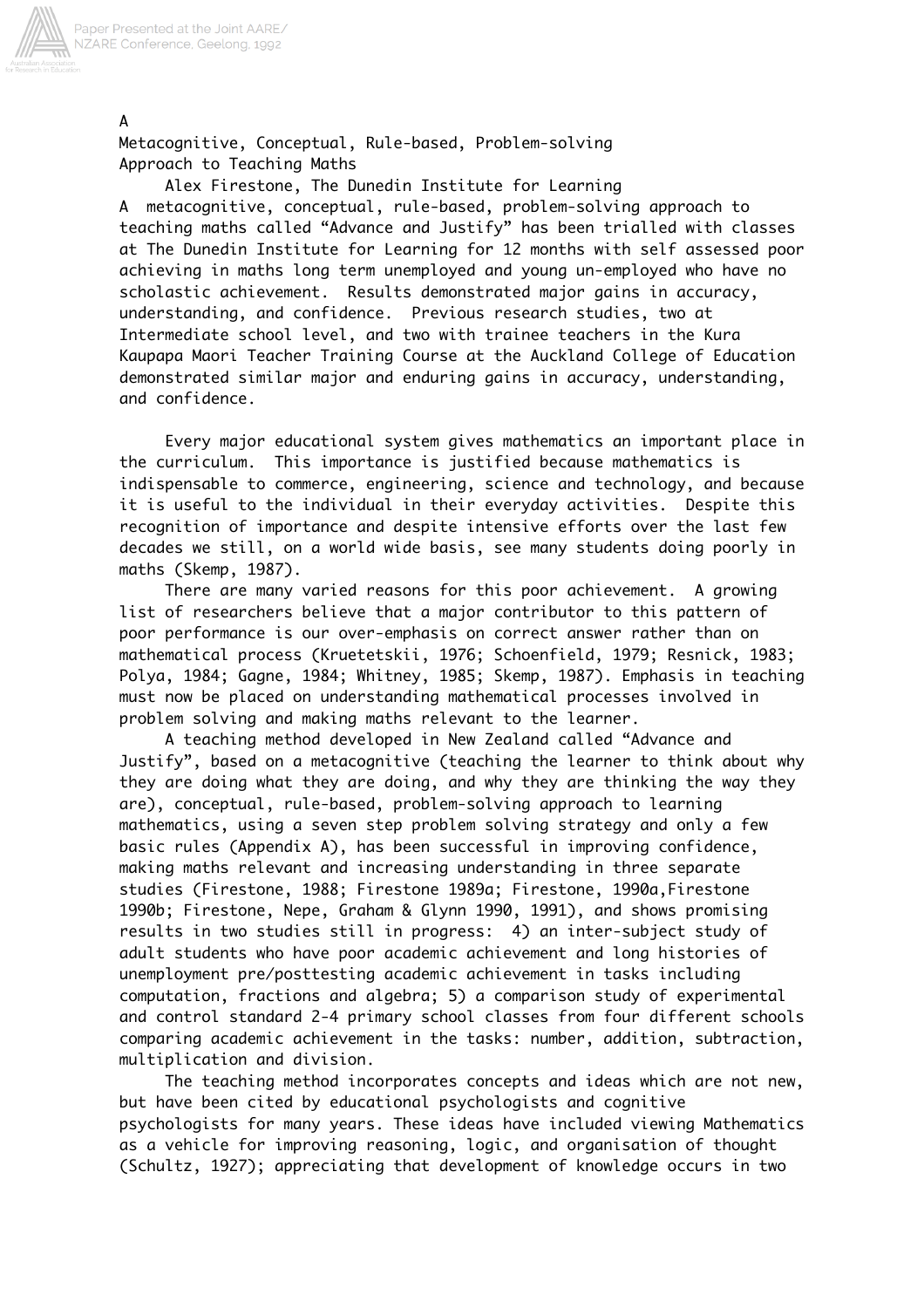# A Metacognitive, Conceptual, Rule-based, Problem-solving Approach to Teaching Maths

Alex Firestone, The Dunedin Institute for Learning

A metacognitive, conceptual, rule-based, problem-solving approach to teaching maths called "Advance and Justify" has been trialled with classes at The Dunedin Institute for Learning for 12 months with self assessed poor achieving in maths long term unemployed and young un-employed who have no scholastic achievement. Results demonstrated major gains in accuracy, understanding, and confidence. Previous research studies, two at Intermediate school level, and two with trainee teachers in the Kura Kaupapa Maori Teacher Training Course at the Auckland College of Education demonstrated similar major and enduring gains in accuracy, understanding, and confidence.

Every major educational system gives mathematics an important place in the curriculum. This importance is justified because mathematics is indispensable to commerce, engineering, science and technology, and because it is useful to the individual in their everyday activities. Despite this recognition of importance and despite intensive efforts over the last few decades we still, on a world wide basis, see many students doing poorly in maths (Skemp, 1987).

There are many varied reasons for this poor achievement. A growing list of researchers believe that a major contributor to this pattern of poor performance is our over-emphasis on correct answer rather than on mathematical process (Kruetetskii, 1976; Schoenfield, 1979; Resnick, 1983; Polya, 1984; Gagne, 1984; Whitney, 1985; Skemp, 1987). Emphasis in teaching must now be placed on understanding mathematical processes involved in problem solving and making maths relevant to the learner.

A teaching method developed in New Zealand called "Advance and Justify", based on a metacognitive (teaching the learner to think about why they are doing what they are doing, and why they are thinking the way they are), conceptual, rule-based, problem-solving approach to learning mathematics, using a seven step problem solving strategy and only a few basic rules (Appendix A), has been successful in improving confidence, making maths relevant and increasing understanding in three separate studies (Firestone, 1988; Firestone 1989a; Firestone, 1990a,Firestone 1990b; Firestone, Nepe, Graham & Glynn 1990, 1991), and shows promising results in two studies still in progress: 4) an inter-subject study of adult students who have poor academic achievement and long histories of unemployment pre/posttesting academic achievement in tasks including computation, fractions and algebra; 5) a comparison study of experimental and control standard 2-4 primary school classes from four different schools comparing academic achievement in the tasks: number, addition, subtraction, multiplication and division.

The teaching method incorporates concepts and ideas which are not new, but have been cited by educational psychologists and cognitive psychologists for many years. These ideas have included viewing Mathematics as a vehicle for improving reasoning, logic, and organisation of thought (Schultz, 1927); appreciating that development of knowledge occurs in two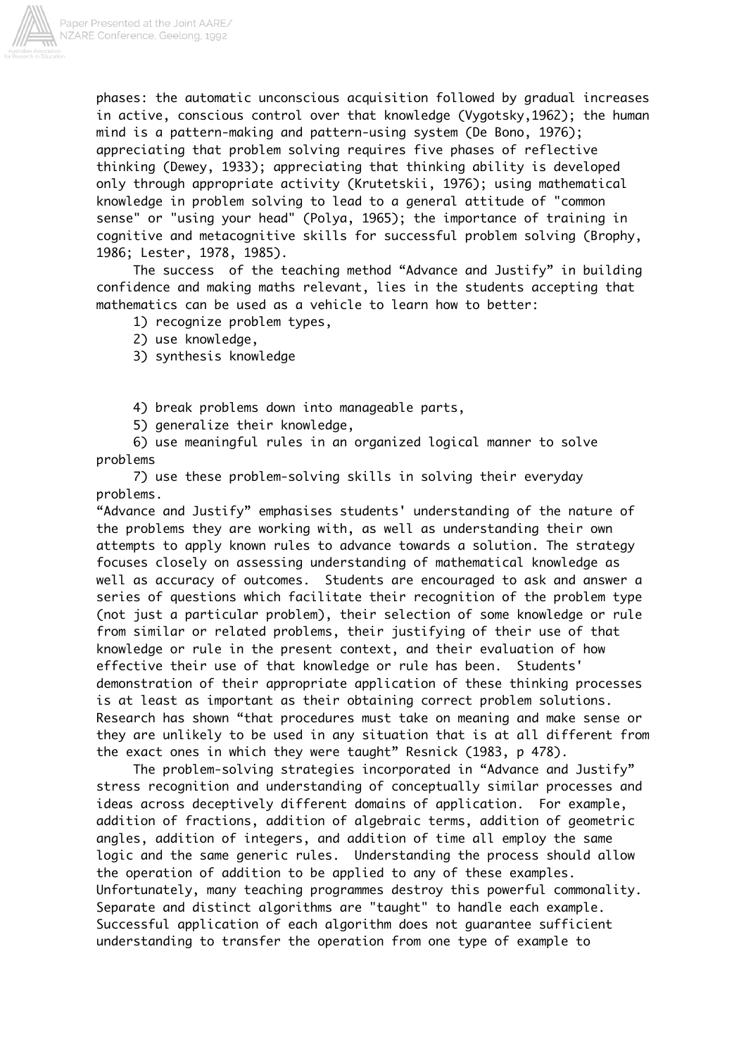phases: the automatic unconscious acquisition followed by gradual increases in active, conscious control over that knowledge (Vygotsky,1962); the human mind is a pattern-making and pattern-using system (De Bono, 1976); appreciating that problem solving requires five phases of reflective thinking (Dewey, 1933); appreciating that thinking ability is developed only through appropriate activity (Krutetskii, 1976); using mathematical knowledge in problem solving to lead to a general attitude of "common sense" or "using your head" (Polya, 1965); the importance of training in cognitive and metacognitive skills for successful problem solving (Brophy, 1986; Lester, 1978, 1985).

The success of the teaching method “Advance and Justify” in building confidence and making maths relevant, lies in the students accepting that mathematics can be used as a vehicle to learn how to better:

1) recognize problem types,
2) use knowledge,
3) synthesis knowledge
4) break problems down into manageable parts,
5) generalize their knowledge,
6) use meaningful rules in an organized logical manner to solve problems
7) use these problem-solving skills in solving their everyday problems.

“Advance and Justify” emphasises students' understanding of the nature of the problems they are working with, as well as understanding their own attempts to apply known rules to advance towards a solution. The strategy focuses closely on assessing understanding of mathematical knowledge as well as accuracy of outcomes. Students are encouraged to ask and answer a series of questions which facilitate their recognition of the problem type (not just a particular problem), their selection of some knowledge or rule from similar or related problems, their justifying of their use of that knowledge or rule in the present context, and their evaluation of how effective their use of that knowledge or rule has been. Students' demonstration of their appropriate application of these thinking processes is at least as important as their obtaining correct problem solutions. Research has shown “that procedures must take on meaning and make sense or they are unlikely to be used in any situation that is at all different from the exact ones in which they were taught” Resnick (1983, p 478).

The problem-solving strategies incorporated in “Advance and Justify” stress recognition and understanding of conceptually similar processes and ideas across deceptively different domains of application. For example, addition of fractions, addition of algebraic terms, addition of geometric angles, addition of integers, and addition of time all employ the same logic and the same generic rules. Understanding the process should allow the operation of addition to be applied to any of these examples. Unfortunately, many teaching programmes destroy this powerful commonality. Separate and distinct algorithms are "taught" to handle each example. Successful application of each algorithm does not guarantee sufficient understanding to transfer the operation from one type of example to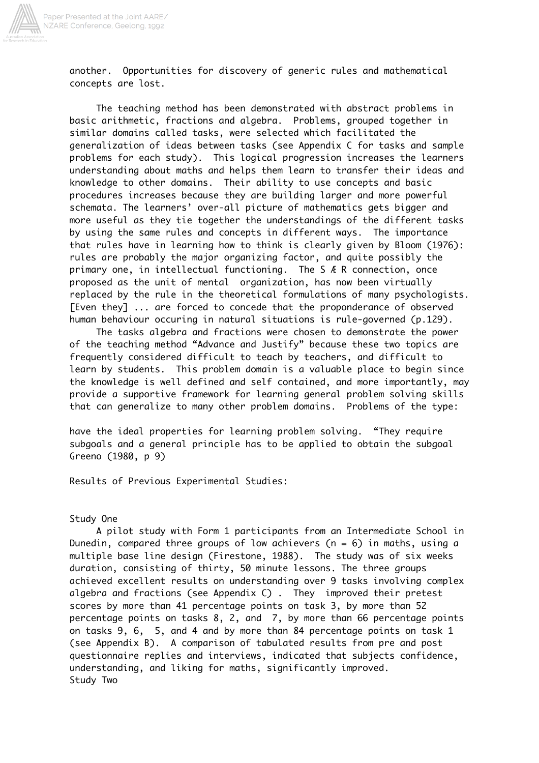another. Opportunities for discovery of generic rules and mathematical concepts are lost.

The teaching method has been demonstrated with abstract problems in basic arithmetic, fractions and algebra. Problems, grouped together in similar domains called tasks, were selected which facilitated the generalization of ideas between tasks (see Appendix C for tasks and sample problems for each study). This logical progression increases the learners understanding about maths and helps them learn to transfer their ideas and knowledge to other domains. Their ability to use concepts and basic procedures increases because they are building larger and more powerful schemata. The learners' over-all picture of mathematics gets bigger and more useful as they tie together the understandings of the different tasks by using the same rules and concepts in different ways. The importance that rules have in learning how to think is clearly given by Bloom (1976): rules are probably the major organizing factor, and quite possibly the primary one, in intellectual functioning. The S Æ R connection, once proposed as the unit of mental organization, has now been virtually replaced by the rule in the theoretical formulations of many psychologists. [Even they] ... are forced to concede that the proponderance of observed human behaviour occuring in natural situations is rule-governed (p.129).

The tasks algebra and fractions were chosen to demonstrate the power of the teaching method "Advance and Justify" because these two topics are frequently considered difficult to teach by teachers, and difficult to learn by students. This problem domain is a valuable place to begin since the knowledge is well defined and self contained, and more importantly, may provide a supportive framework for learning general problem solving skills that can generalize to many other problem domains. Problems of the type:

have the ideal properties for learning problem solving. "They require subgoals and a general principle has to be applied to obtain the subgoal Greeno (1980, p 9)

Results of Previous Experimental Studies:

Study One

A pilot study with Form 1 participants from an Intermediate School in Dunedin, compared three groups of low achievers (n = 6) in maths, using a multiple base line design (Firestone, 1988). The study was of six weeks duration, consisting of thirty, 50 minute lessons. The three groups achieved excellent results on understanding over 9 tasks involving complex algebra and fractions (see Appendix C) . They improved their pretest scores by more than 41 percentage points on task 3, by more than 52 percentage points on tasks 8, 2, and 7, by more than 66 percentage points on tasks 9, 6, 5, and 4 and by more than 84 percentage points on task 1 (see Appendix B). A comparison of tabulated results from pre and post questionnaire replies and interviews, indicated that subjects confidence, understanding, and liking for maths, significantly improved.

Study Two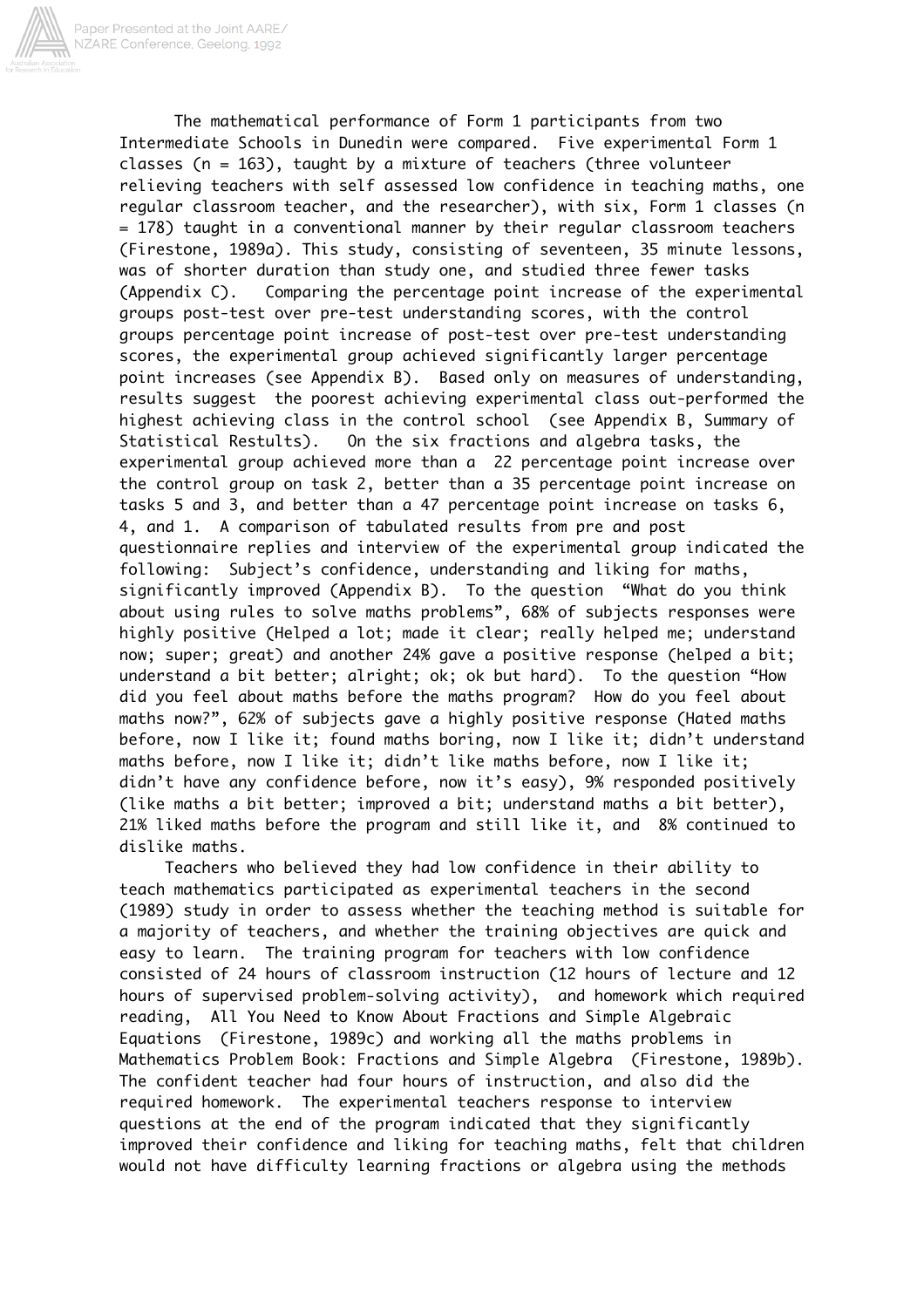The mathematical performance of Form 1 participants from two Intermediate Schools in Dunedin were compared. Five experimental Form 1 classes (n = 163), taught by a mixture of teachers (three volunteer relieving teachers with self assessed low confidence in teaching maths, one regular classroom teacher, and the researcher), with six, Form 1 classes (n = 178) taught in a conventional manner by their regular classroom teachers (Firestone, 1989a). This study, consisting of seventeen, 35 minute lessons, was of shorter duration than study one, and studied three fewer tasks (Appendix C). Comparing the percentage point increase of the experimental groups post-test over pre-test understanding scores, with the control groups percentage point increase of post-test over pre-test understanding scores, the experimental group achieved significantly larger percentage point increases (see Appendix B). Based only on measures of understanding, results suggest the poorest achieving experimental class out-performed the highest achieving class in the control school (see Appendix B, Summary of Statistical Restults). On the six fractions and algebra tasks, the experimental group achieved more than a 22 percentage point increase over the control group on task 2, better than a 35 percentage point increase on tasks 5 and 3, and better than a 47 percentage point increase on tasks 6, 4, and 1. A comparison of tabulated results from pre and post questionnaire replies and interview of the experimental group indicated the following: Subject's confidence, understanding and liking for maths, significantly improved (Appendix B). To the question "What do you think about using rules to solve maths problems", 68% of subjects responses were highly positive (Helped a lot; made it clear; really helped me; understand now; super; great) and another 24% gave a positive response (helped a bit; understand a bit better; alright; ok; ok but hard). To the question "How did you feel about maths before the maths program? How do you feel about maths now?", 62% of subjects gave a highly positive response (Hated maths before, now I like it; found maths boring, now I like it; didn't understand maths before, now I like it; didn't like maths before, now I like it; didn't have any confidence before, now it's easy), 9% responded positively (like maths a bit better; improved a bit; understand maths a bit better), 21% liked maths before the program and still like it, and 8% continued to dislike maths.

Teachers who believed they had low confidence in their ability to teach mathematics participated as experimental teachers in the second (1989) study in order to assess whether the teaching method is suitable for a majority of teachers, and whether the training objectives are quick and easy to learn. The training program for teachers with low confidence consisted of 24 hours of classroom instruction (12 hours of lecture and 12 hours of supervised problem-solving activity), and homework which required reading, All You Need to Know About Fractions and Simple Algebraic Equations (Firestone, 1989c) and working all the maths problems in Mathematics Problem Book: Fractions and Simple Algebra (Firestone, 1989b). The confident teacher had four hours of instruction, and also did the required homework. The experimental teachers response to interview questions at the end of the program indicated that they significantly improved their confidence and liking for teaching maths, felt that children would not have difficulty learning fractions or algebra using the methods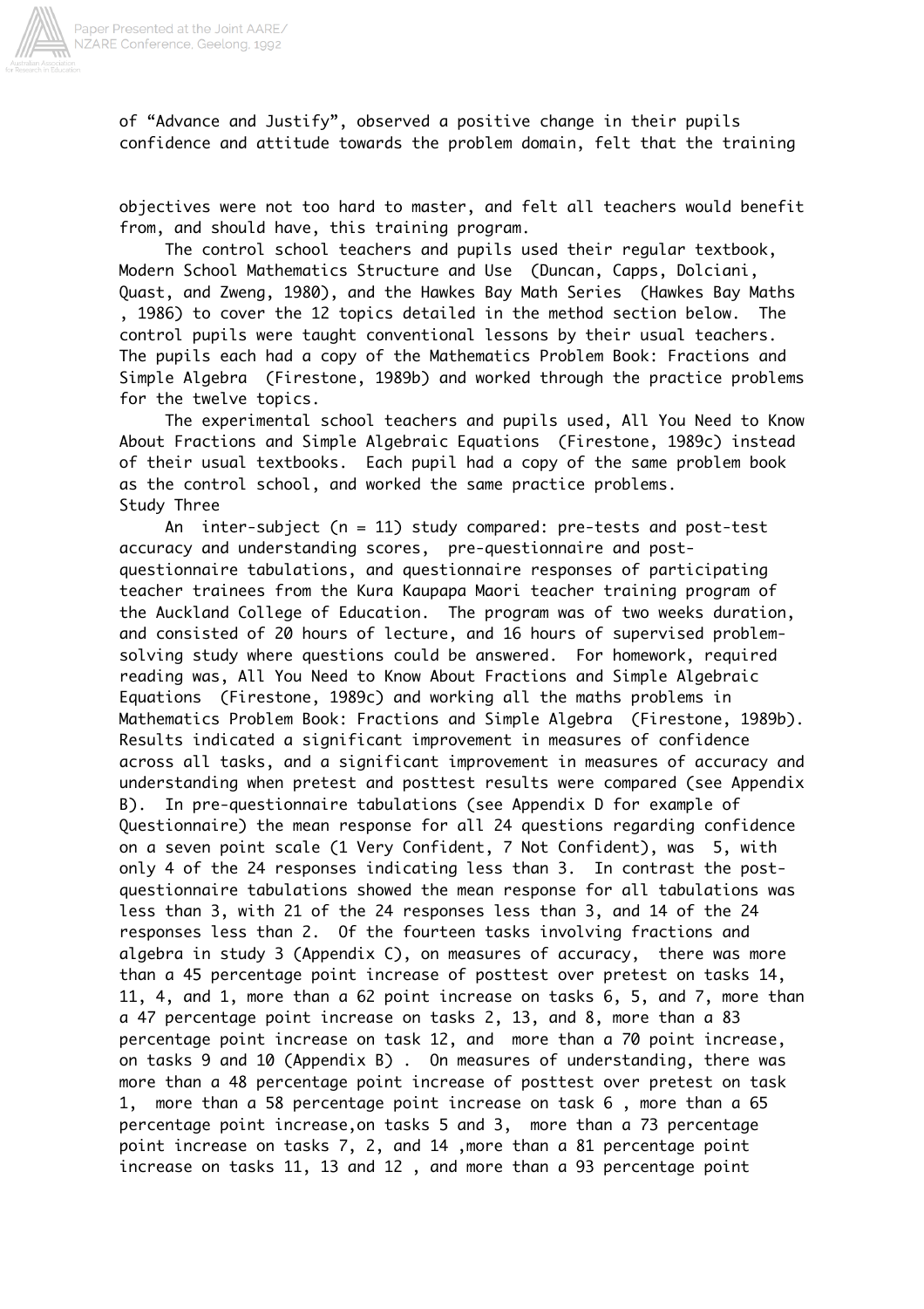of "Advance and Justify", observed a positive change in their pupils confidence and attitude towards the problem domain, felt that the training

objectives were not too hard to master, and felt all teachers would benefit from, and should have, this training program.

The control school teachers and pupils used their regular textbook, Modern School Mathematics Structure and Use (Duncan, Capps, Dolciani, Quast, and Zweng, 1980), and the Hawkes Bay Math Series (Hawkes Bay Maths, 1986) to cover the 12 topics detailed in the method section below. The control pupils were taught conventional lessons by their usual teachers. The pupils each had a copy of the Mathematics Problem Book: Fractions and Simple Algebra (Firestone, 1989b) and worked through the practice problems for the twelve topics.

The experimental school teachers and pupils used, All You Need to Know About Fractions and Simple Algebraic Equations (Firestone, 1989c) instead of their usual textbooks. Each pupil had a copy of the same problem book as the control school, and worked the same practice problems.

Study Three

An inter-subject (n = 11) study compared: pre-tests and post-test accuracy and understanding scores, pre-questionnaire and post-questionnaire tabulations, and questionnaire responses of participating teacher trainees from the Kura Kaupapa Maori teacher training program of the Auckland College of Education. The program was of two weeks duration, and consisted of 20 hours of lecture, and 16 hours of supervised problem-solving study where questions could be answered. For homework, required reading was, All You Need to Know About Fractions and Simple Algebraic Equations (Firestone, 1989c) and working all the maths problems in Mathematics Problem Book: Fractions and Simple Algebra (Firestone, 1989b). Results indicated a significant improvement in measures of confidence across all tasks, and a significant improvement in measures of accuracy and understanding when pretest and posttest results were compared (see Appendix B). In pre-questionnaire tabulations (see Appendix D for example of Questionnaire) the mean response for all 24 questions regarding confidence on a seven point scale (1 Very Confident, 7 Not Confident), was 5, with only 4 of the 24 responses indicating less than 3. In contrast the post-questionnaire tabulations showed the mean response for all tabulations was less than 3, with 21 of the 24 responses less than 3, and 14 of the 24 responses less than 2. Of the fourteen tasks involving fractions and algebra in study 3 (Appendix C), on measures of accuracy, there was more than a 45 percentage point increase of posttest over pretest on tasks 14, 11, 4, and 1, more than a 62 point increase on tasks 6, 5, and 7, more than a 47 percentage point increase on tasks 2, 13, and 8, more than a 83 percentage point increase on task 12, and more than a 70 point increase, on tasks 9 and 10 (Appendix B) . On measures of understanding, there was more than a 48 percentage point increase of posttest over pretest on task 1, more than a 58 percentage point increase on task 6 , more than a 65 percentage point increase,on tasks 5 and 3, more than a 73 percentage point increase on tasks 7, 2, and 14 ,more than a 81 percentage point increase on tasks 11, 13 and 12 , and more than a 93 percentage point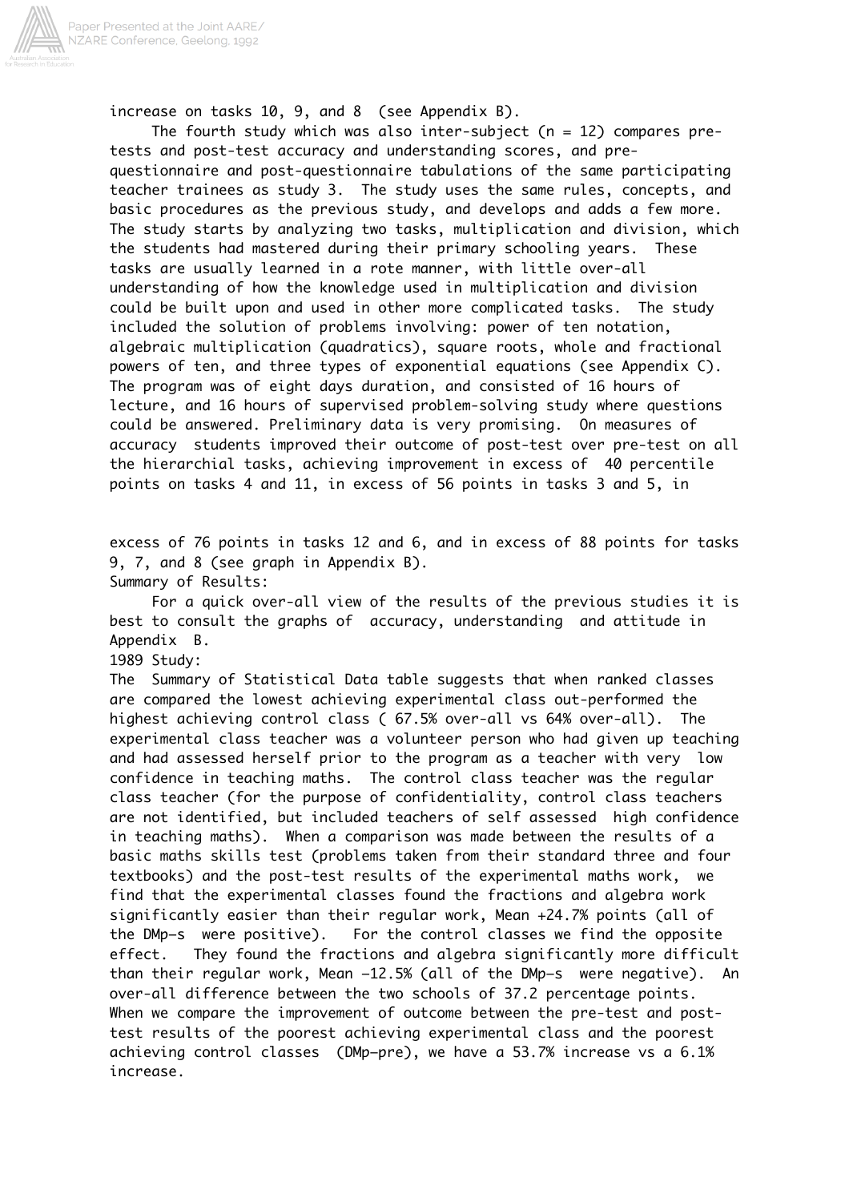increase on tasks 10, 9, and 8 (see Appendix B).

The fourth study which was also inter-subject (n = 12) compares pre-tests and post-test accuracy and understanding scores, and pre-questionnaire and post-questionnaire tabulations of the same participating teacher trainees as study 3. The study uses the same rules, concepts, and basic procedures as the previous study, and develops and adds a few more. The study starts by analyzing two tasks, multiplication and division, which the students had mastered during their primary schooling years. These tasks are usually learned in a rote manner, with little over-all understanding of how the knowledge used in multiplication and division could be built upon and used in other more complicated tasks. The study included the solution of problems involving: power of ten notation, algebraic multiplication (quadratics), square roots, whole and fractional powers of ten, and three types of exponential equations (see Appendix C). The program was of eight days duration, and consisted of 16 hours of lecture, and 16 hours of supervised problem-solving study where questions could be answered. Preliminary data is very promising. On measures of accuracy students improved their outcome of post-test over pre-test on all the hierarchial tasks, achieving improvement in excess of 40 percentile points on tasks 4 and 11, in excess of 56 points in tasks 3 and 5, in excess of 76 points in tasks 12 and 6, and in excess of 88 points for tasks 9, 7, and 8 (see graph in Appendix B).

Summary of Results:

For a quick over-all view of the results of the previous studies it is best to consult the graphs of accuracy, understanding and attitude in Appendix B.

1989 Study:

The Summary of Statistical Data table suggests that when ranked classes are compared the lowest achieving experimental class out-performed the highest achieving control class ( 67.5% over-all vs 64% over-all). The experimental class teacher was a volunteer person who had given up teaching and had assessed herself prior to the program as a teacher with very low confidence in teaching maths. The control class teacher was the regular class teacher (for the purpose of confidentiality, control class teachers are not identified, but included teachers of self assessed high confidence in teaching maths). When a comparison was made between the results of a basic maths skills test (problems taken from their standard three and four textbooks) and the post-test results of the experimental maths work, we find that the experimental classes found the fractions and algebra work significantly easier than their regular work, Mean +24.7% points (all of the DMp-s were positive). For the control classes we find the opposite effect. They found the fractions and algebra significantly more difficult than their regular work, Mean -12.5% (all of the DMp-s were negative). An over-all difference between the two schools of 37.2 percentage points. When we compare the improvement of outcome between the pre-test and post-test results of the poorest achieving experimental class and the poorest achieving control classes (DMp-pre), we have a 53.7% increase vs a 6.1% increase.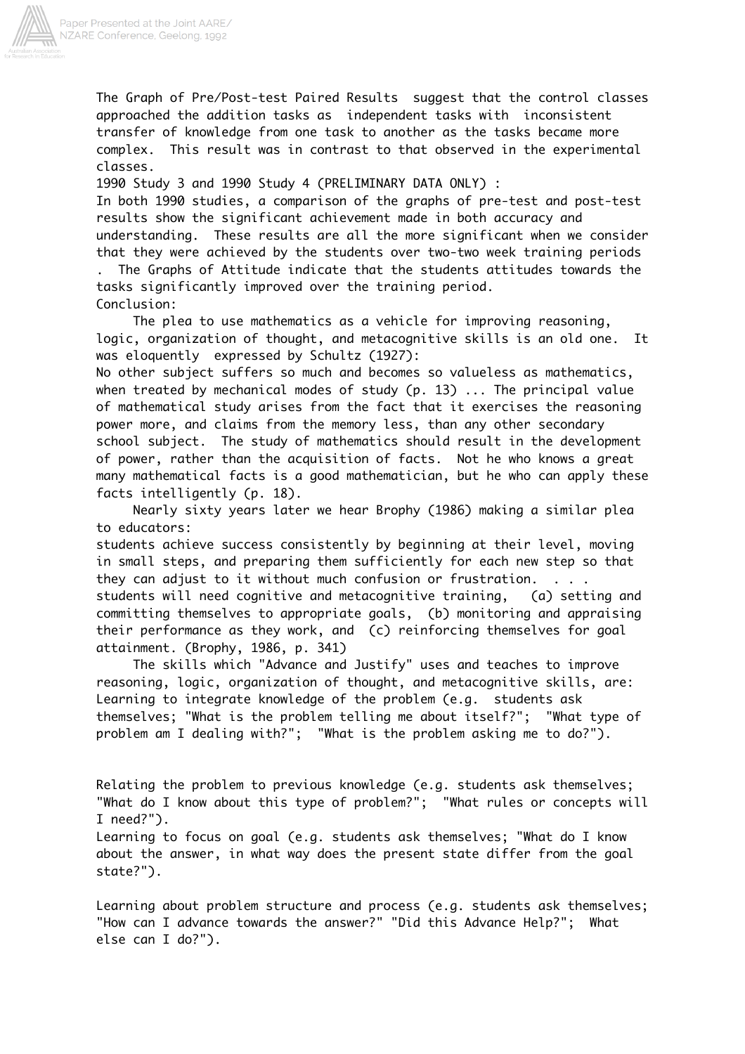The Graph of Pre/Post-test Paired Results suggest that the control classes approached the addition tasks as independent tasks with inconsistent transfer of knowledge from one task to another as the tasks became more complex. This result was in contrast to that observed in the experimental classes.

1990 Study 3 and 1990 Study 4 (PRELIMINARY DATA ONLY) :

In both 1990 studies, a comparison of the graphs of pre-test and post-test results show the significant achievement made in both accuracy and understanding. These results are all the more significant when we consider that they were achieved by the students over two-two week training periods . The Graphs of Attitude indicate that the students attitudes towards the tasks significantly improved over the training period.

Conclusion:

The plea to use mathematics as a vehicle for improving reasoning, logic, organization of thought, and metacognitive skills is an old one. It was eloquently expressed by Schultz (1927):

No other subject suffers so much and becomes so valueless as mathematics, when treated by mechanical modes of study (p. 13) ... The principal value of mathematical study arises from the fact that it exercises the reasoning power more, and claims from the memory less, than any other secondary school subject. The study of mathematics should result in the development of power, rather than the acquisition of facts. Not he who knows a great many mathematical facts is a good mathematician, but he who can apply these facts intelligently (p. 18).

Nearly sixty years later we hear Brophy (1986) making a similar plea to educators:

students achieve success consistently by beginning at their level, moving in small steps, and preparing them sufficiently for each new step so that they can adjust to it without much confusion or frustration. . . . students will need cognitive and metacognitive training, (a) setting and committing themselves to appropriate goals, (b) monitoring and appraising their performance as they work, and (c) reinforcing themselves for goal attainment. (Brophy, 1986, p. 341)

The skills which "Advance and Justify" uses and teaches to improve reasoning, logic, organization of thought, and metacognitive skills, are:

Learning to integrate knowledge of the problem (e.g. students ask themselves; "What is the problem telling me about itself?"; "What type of problem am I dealing with?"; "What is the problem asking me to do?").

Relating the problem to previous knowledge (e.g. students ask themselves; "What do I know about this type of problem?"; "What rules or concepts will I need?").

Learning to focus on goal (e.g. students ask themselves; "What do I know about the answer, in what way does the present state differ from the goal state?").

Learning about problem structure and process (e.g. students ask themselves; "How can I advance towards the answer?" "Did this Advance Help?"; What else can I do?").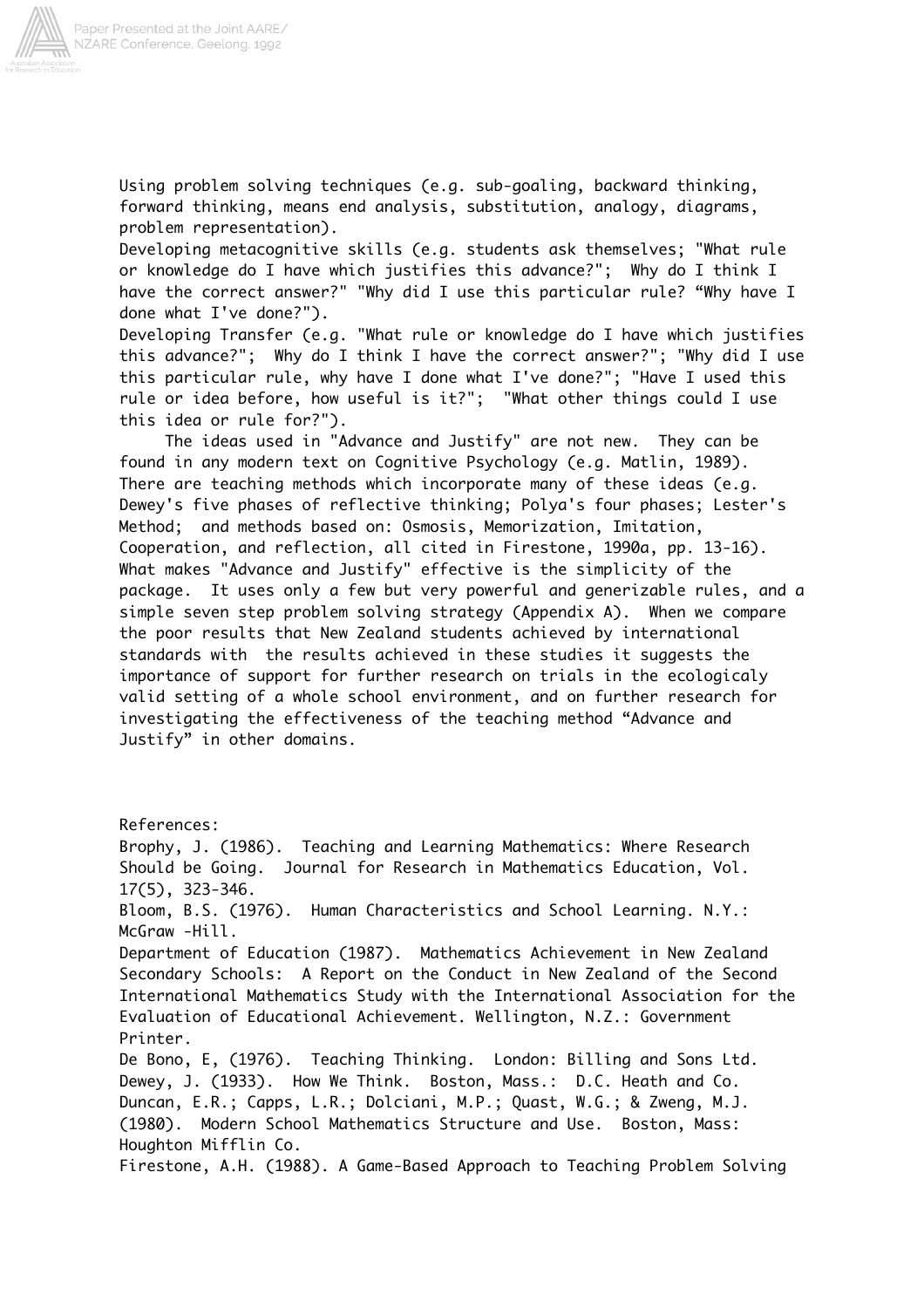Using problem solving techniques (e.g. sub-goaling, backward thinking, forward thinking, means end analysis, substitution, analogy, diagrams, problem representation).

Developing metacognitive skills (e.g. students ask themselves; "What rule or knowledge do I have which justifies this advance?"; Why do I think I have the correct answer?" "Why did I use this particular rule? "Why have I done what I've done?").

Developing Transfer (e.g. "What rule or knowledge do I have which justifies this advance?"; Why do I think I have the correct answer?"; "Why did I use this particular rule, why have I done what I've done?"; "Have I used this rule or idea before, how useful is it?"; "What other things could I use this idea or rule for?").

The ideas used in "Advance and Justify" are not new. They can be found in any modern text on Cognitive Psychology (e.g. Matlin, 1989). There are teaching methods which incorporate many of these ideas (e.g. Dewey's five phases of reflective thinking; Polya's four phases; Lester's Method; and methods based on: Osmosis, Memorization, Imitation, Cooperation, and reflection, all cited in Firestone, 1990a, pp. 13-16). What makes "Advance and Justify" effective is the simplicity of the package. It uses only a few but very powerful and generizable rules, and a simple seven step problem solving strategy (Appendix A). When we compare the poor results that New Zealand students achieved by international standards with the results achieved in these studies it suggests the importance of support for further research on trials in the ecologicaly valid setting of a whole school environment, and on further research for investigating the effectiveness of the teaching method "Advance and Justify" in other domains.

References:

Brophy, J. (1986). Teaching and Learning Mathematics: Where Research Should be Going. Journal for Research in Mathematics Education, Vol. 17(5), 323-346.

Bloom, B.S. (1976). Human Characteristics and School Learning. N.Y.: McGraw -Hill.

Department of Education (1987). Mathematics Achievement in New Zealand Secondary Schools: A Report on the Conduct in New Zealand of the Second International Mathematics Study with the International Association for the Evaluation of Educational Achievement. Wellington, N.Z.: Government Printer.

De Bono, E, (1976). Teaching Thinking. London: Billing and Sons Ltd.

Dewey, J. (1933). How We Think. Boston, Mass.: D.C. Heath and Co.

Duncan, E.R.; Capps, L.R.; Dolciani, M.P.; Quast, W.G.; & Zweng, M.J. (1980). Modern School Mathematics Structure and Use. Boston, Mass: Houghton Mifflin Co.

Firestone, A.H. (1988). A Game-Based Approach to Teaching Problem Solving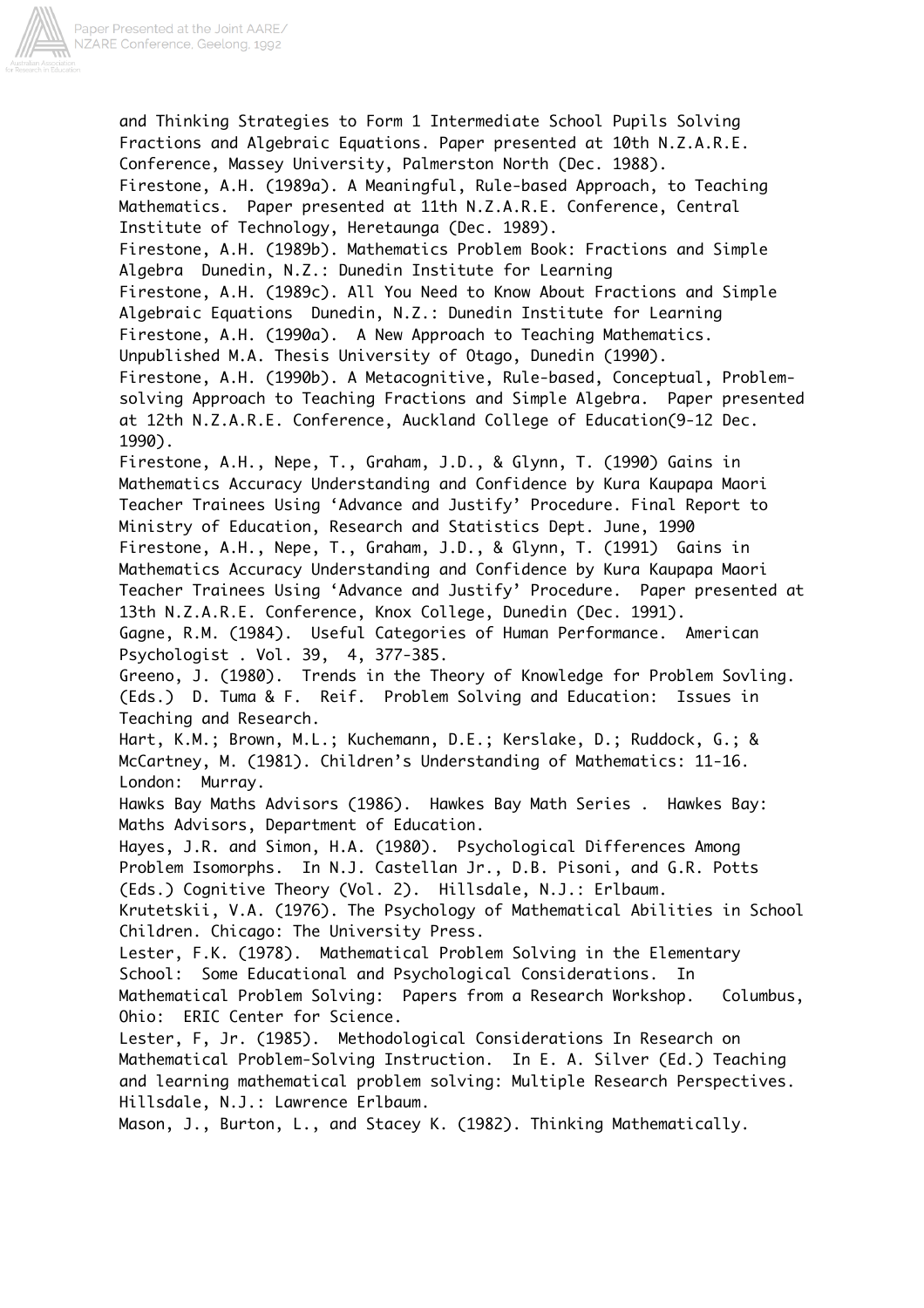and Thinking Strategies to Form 1 Intermediate School Pupils Solving Fractions and Algebraic Equations. Paper presented at 10th N.Z.A.R.E. Conference, Massey University, Palmerston North (Dec. 1988).

Firestone, A.H. (1989a). A Meaningful, Rule-based Approach, to Teaching Mathematics. Paper presented at 11th N.Z.A.R.E. Conference, Central Institute of Technology, Heretaunga (Dec. 1989).

Firestone, A.H. (1989b). Mathematics Problem Book: Fractions and Simple Algebra Dunedin, N.Z.: Dunedin Institute for Learning

Firestone, A.H. (1989c). All You Need to Know About Fractions and Simple Algebraic Equations Dunedin, N.Z.: Dunedin Institute for Learning

Firestone, A.H. (1990a). A New Approach to Teaching Mathematics. Unpublished M.A. Thesis University of Otago, Dunedin (1990).

Firestone, A.H. (1990b). A Metacognitive, Rule-based, Conceptual, Problem-solving Approach to Teaching Fractions and Simple Algebra. Paper presented at 12th N.Z.A.R.E. Conference, Auckland College of Education(9-12 Dec. 1990).

Firestone, A.H., Nepe, T., Graham, J.D., & Glynn, T. (1990) Gains in Mathematics Accuracy Understanding and Confidence by Kura Kaupapa Maori Teacher Trainees Using 'Advance and Justify' Procedure. Final Report to Ministry of Education, Research and Statistics Dept. June, 1990

Firestone, A.H., Nepe, T., Graham, J.D., & Glynn, T. (1991) Gains in Mathematics Accuracy Understanding and Confidence by Kura Kaupapa Maori Teacher Trainees Using 'Advance and Justify' Procedure. Paper presented at 13th N.Z.A.R.E. Conference, Knox College, Dunedin (Dec. 1991).

Gagne, R.M. (1984). Useful Categories of Human Performance. American Psychologist . Vol. 39, 4, 377-385.

Greeno, J. (1980). Trends in the Theory of Knowledge for Problem Sovling. (Eds.) D. Tuma & F. Reif. Problem Solving and Education: Issues in Teaching and Research.

Hart, K.M.; Brown, M.L.; Kuchemann, D.E.; Kerslake, D.; Ruddock, G.; & McCartney, M. (1981). Children's Understanding of Mathematics: 11-16. London: Murray.

Hawks Bay Maths Advisors (1986). Hawkes Bay Math Series . Hawkes Bay: Maths Advisors, Department of Education.

Hayes, J.R. and Simon, H.A. (1980). Psychological Differences Among Problem Isomorphs. In N.J. Castellan Jr., D.B. Pisoni, and G.R. Potts (Eds.) Cognitive Theory (Vol. 2). Hillsdale, N.J.: Erlbaum.

Krutetskii, V.A. (1976). The Psychology of Mathematical Abilities in School Children. Chicago: The University Press.

Lester, F.K. (1978). Mathematical Problem Solving in the Elementary School: Some Educational and Psychological Considerations. In Mathematical Problem Solving: Papers from a Research Workshop. Columbus, Ohio: ERIC Center for Science.

Lester, F, Jr. (1985). Methodological Considerations In Research on Mathematical Problem-Solving Instruction. In E. A. Silver (Ed.) Teaching and learning mathematical problem solving: Multiple Research Perspectives. Hillsdale, N.J.: Lawrence Erlbaum.

Mason, J., Burton, L., and Stacey K. (1982). Thinking Mathematically.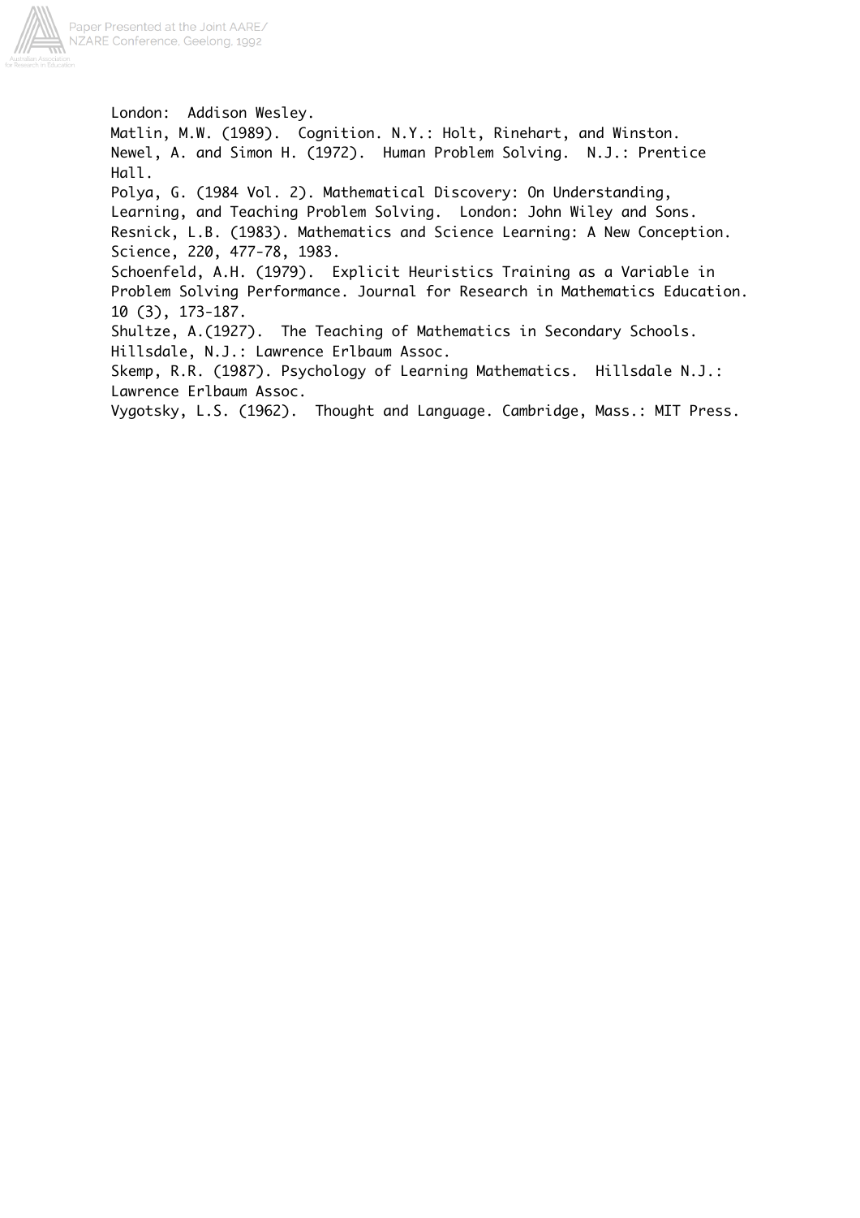London: Addison Wesley.

Matlin, M.W. (1989). Cognition. N.Y.: Holt, Rinehart, and Winston.

Newel, A. and Simon H. (1972). Human Problem Solving. N.J.: Prentice Hall.

Polya, G. (1984 Vol. 2). Mathematical Discovery: On Understanding, Learning, and Teaching Problem Solving. London: John Wiley and Sons.

Resnick, L.B. (1983). Mathematics and Science Learning: A New Conception. Science, 220, 477-78, 1983.

Schoenfeld, A.H. (1979). Explicit Heuristics Training as a Variable in Problem Solving Performance. Journal for Research in Mathematics Education. 10 (3), 173-187.

Shultze, A.(1927). The Teaching of Mathematics in Secondary Schools. Hillsdale, N.J.: Lawrence Erlbaum Assoc.

Skemp, R.R. (1987). Psychology of Learning Mathematics. Hillsdale N.J.: Lawrence Erlbaum Assoc.

Vygotsky, L.S. (1962). Thought and Language. Cambridge, Mass.: MIT Press.